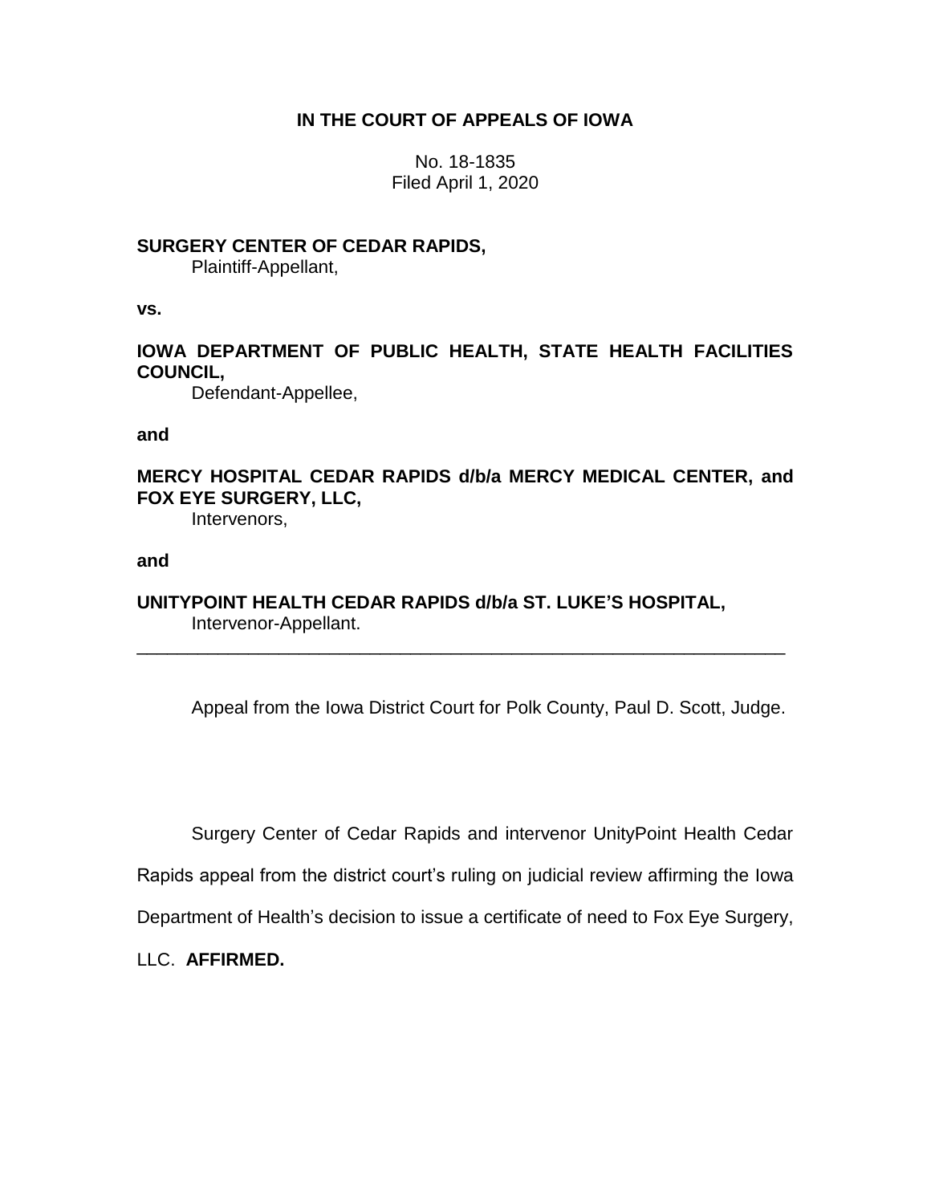**IN THE COURT OF APPEALS OF IOWA**

No. 18-1835
Filed April 1, 2020

**SURGERY CENTER OF CEDAR RAPIDS,**
Plaintiff-Appellant,

**vs.**

**IOWA DEPARTMENT OF PUBLIC HEALTH, STATE HEALTH FACILITIES COUNCIL,**
Defendant-Appellee,

**and**

**MERCY HOSPITAL CEDAR RAPIDS d/b/a MERCY MEDICAL CENTER, and FOX EYE SURGERY, LLC,**
Intervenors,

**and**

**UNITYPOINT HEALTH CEDAR RAPIDS d/b/a ST. LUKE'S HOSPITAL,**
Intervenor-Appellant.

---

Appeal from the Iowa District Court for Polk County, Paul D. Scott, Judge.

Surgery Center of Cedar Rapids and intervenor UnityPoint Health Cedar Rapids appeal from the district court's ruling on judicial review affirming the Iowa Department of Health's decision to issue a certificate of need to Fox Eye Surgery, LLC. **AFFIRMED.**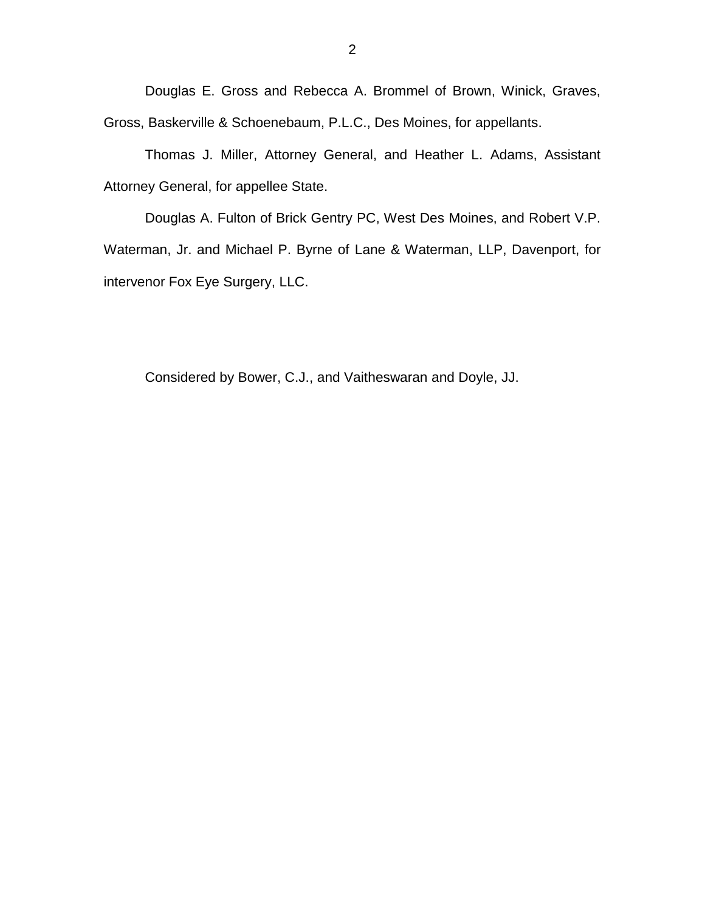Douglas E. Gross and Rebecca A. Brommel of Brown, Winick, Graves, Gross, Baskerville & Schoenebaum, P.L.C., Des Moines, for appellants.

Thomas J. Miller, Attorney General, and Heather L. Adams, Assistant Attorney General, for appellee State.

Douglas A. Fulton of Brick Gentry PC, West Des Moines, and Robert V.P. Waterman, Jr. and Michael P. Byrne of Lane & Waterman, LLP, Davenport, for intervenor Fox Eye Surgery, LLC.

Considered by Bower, C.J., and Vaitheswaran and Doyle, JJ.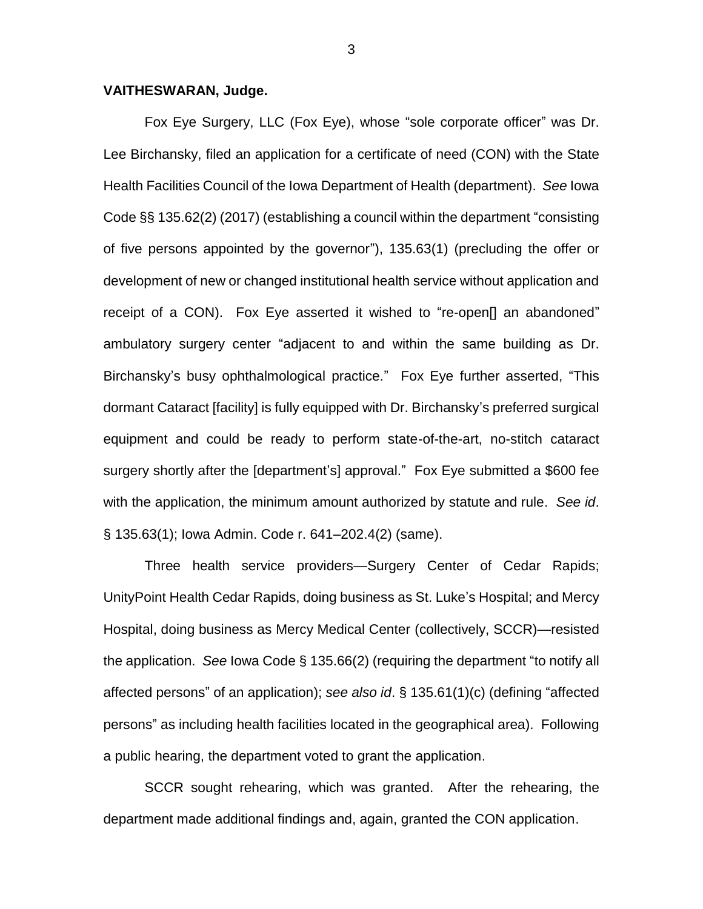**VAITHESWARAN, Judge.**

Fox Eye Surgery, LLC (Fox Eye), whose "sole corporate officer" was Dr. Lee Birchansky, filed an application for a certificate of need (CON) with the State Health Facilities Council of the Iowa Department of Health (department). *See* Iowa Code §§ 135.62(2) (2017) (establishing a council within the department "consisting of five persons appointed by the governor"), 135.63(1) (precluding the offer or development of new or changed institutional health service without application and receipt of a CON). Fox Eye asserted it wished to "re-open[] an abandoned" ambulatory surgery center "adjacent to and within the same building as Dr. Birchansky's busy ophthalmological practice." Fox Eye further asserted, "This dormant Cataract [facility] is fully equipped with Dr. Birchansky's preferred surgical equipment and could be ready to perform state-of-the-art, no-stitch cataract surgery shortly after the [department's] approval." Fox Eye submitted a $600 fee with the application, the minimum amount authorized by statute and rule. *See id*. § 135.63(1); Iowa Admin. Code r. 641–202.4(2) (same).

Three health service providers—Surgery Center of Cedar Rapids; UnityPoint Health Cedar Rapids, doing business as St. Luke's Hospital; and Mercy Hospital, doing business as Mercy Medical Center (collectively, SCCR)—resisted the application. *See* Iowa Code § 135.66(2) (requiring the department "to notify all affected persons" of an application); *see also id*. § 135.61(1)(c) (defining "affected persons" as including health facilities located in the geographical area). Following a public hearing, the department voted to grant the application.

SCCR sought rehearing, which was granted. After the rehearing, the department made additional findings and, again, granted the CON application.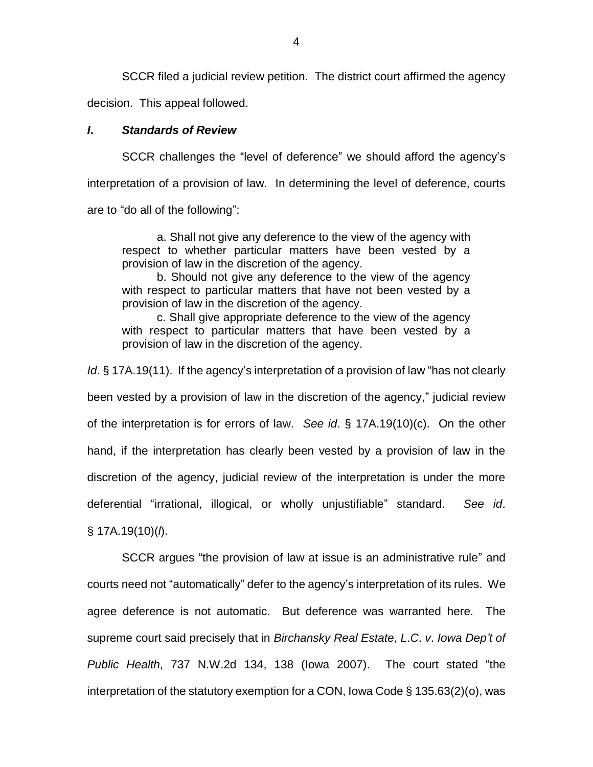SCCR filed a judicial review petition. The district court affirmed the agency decision. This appeal followed.

### *I. Standards of Review*

SCCR challenges the "level of deference" we should afford the agency's interpretation of a provision of law. In determining the level of deference, courts are to "do all of the following":

> a. Shall not give any deference to the view of the agency with respect to whether particular matters have been vested by a provision of law in the discretion of the agency.
>
> b. Should not give any deference to the view of the agency with respect to particular matters that have not been vested by a provision of law in the discretion of the agency.
>
> c. Shall give appropriate deference to the view of the agency with respect to particular matters that have been vested by a provision of law in the discretion of the agency.

*Id*. § 17A.19(11). If the agency's interpretation of a provision of law "has not clearly been vested by a provision of law in the discretion of the agency," judicial review of the interpretation is for errors of law. *See id*. § 17A.19(10)(c). On the other hand, if the interpretation has clearly been vested by a provision of law in the discretion of the agency, judicial review of the interpretation is under the more deferential "irrational, illogical, or wholly unjustifiable" standard. *See id*. § 17A.19(10)(*l*).

SCCR argues "the provision of law at issue is an administrative rule" and courts need not "automatically" defer to the agency's interpretation of its rules. We agree deference is not automatic. But deference was warranted here. The supreme court said precisely that in *Birchansky Real Estate*, *L.C*. *v*. *Iowa Dep't of Public Health*, 737 N.W.2d 134, 138 (Iowa 2007). The court stated "the interpretation of the statutory exemption for a CON, Iowa Code § 135.63(2)(o), was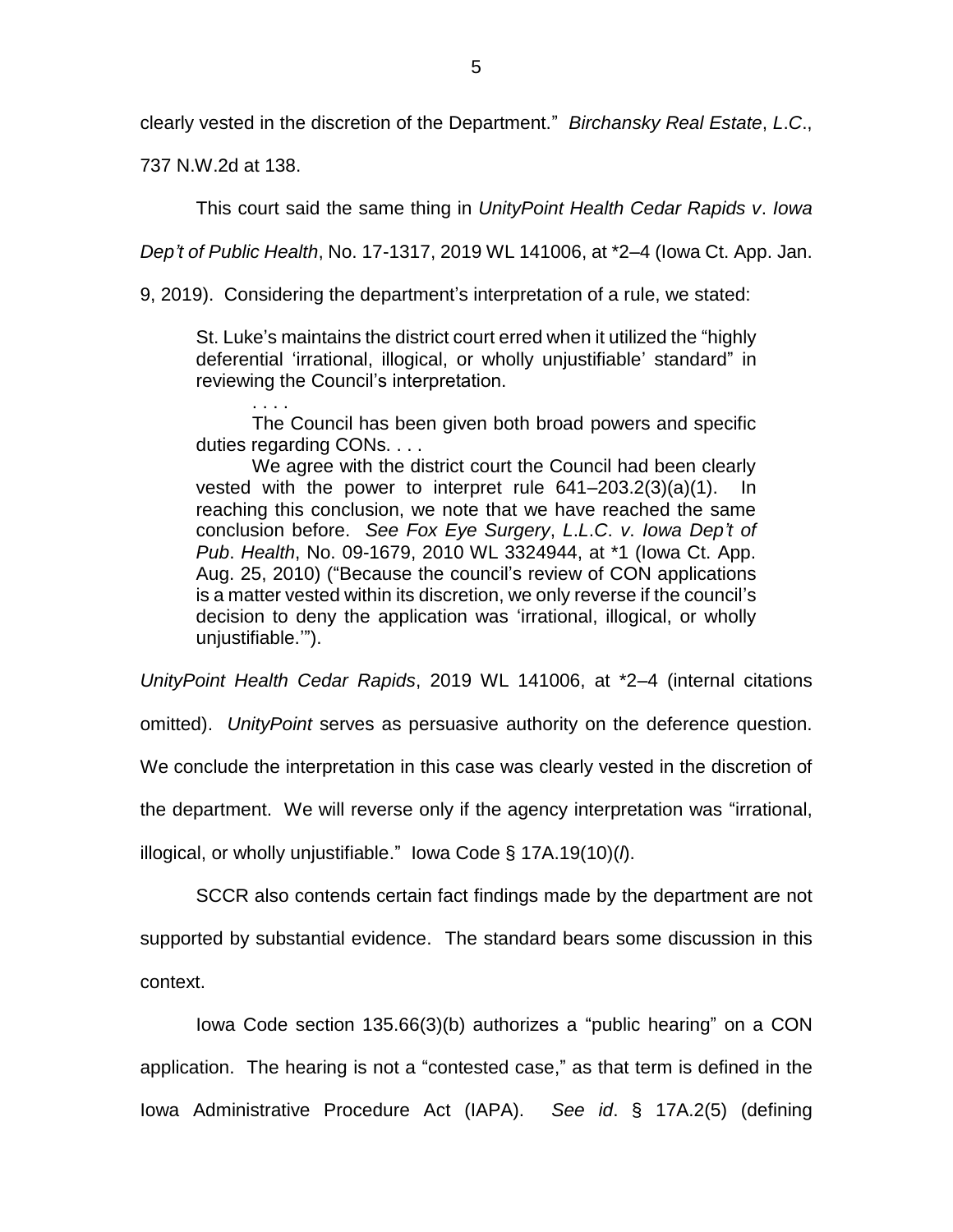clearly vested in the discretion of the Department." *Birchansky Real Estate*, *L.C*., 737 N.W.2d at 138.

This court said the same thing in *UnityPoint Health Cedar Rapids v. Iowa Dep't of Public Health*, No. 17-1317, 2019 WL 141006, at *2–4 (Iowa Ct. App. Jan. 9, 2019). Considering the department's interpretation of a rule, we stated:

> St. Luke's maintains the district court erred when it utilized the "highly deferential 'irrational, illogical, or wholly unjustifiable' standard" in reviewing the Council's interpretation.
>
> . . . .
>
> The Council has been given both broad powers and specific duties regarding CONs. . . .
>
> We agree with the district court the Council had been clearly vested with the power to interpret rule 641–203.2(3)(a)(1). In reaching this conclusion, we note that we have reached the same conclusion before. *See Fox Eye Surgery*, *L.L.C*. *v*. *Iowa Dep't of Pub*. *Health*, No. 09-1679, 2010 WL 3324944, at *1 (Iowa Ct. App. Aug. 25, 2010) ("Because the council's review of CON applications is a matter vested within its discretion, we only reverse if the council's decision to deny the application was 'irrational, illogical, or wholly unjustifiable.'").

*UnityPoint Health Cedar Rapids*, 2019 WL 141006, at *2–4 (internal citations omitted). *UnityPoint* serves as persuasive authority on the deference question. We conclude the interpretation in this case was clearly vested in the discretion of the department. We will reverse only if the agency interpretation was "irrational, illogical, or wholly unjustifiable." Iowa Code § 17A.19(10)(*l*).

SCCR also contends certain fact findings made by the department are not supported by substantial evidence. The standard bears some discussion in this context.

Iowa Code section 135.66(3)(b) authorizes a "public hearing" on a CON application. The hearing is not a "contested case," as that term is defined in the Iowa Administrative Procedure Act (IAPA). *See id*. § 17A.2(5) (defining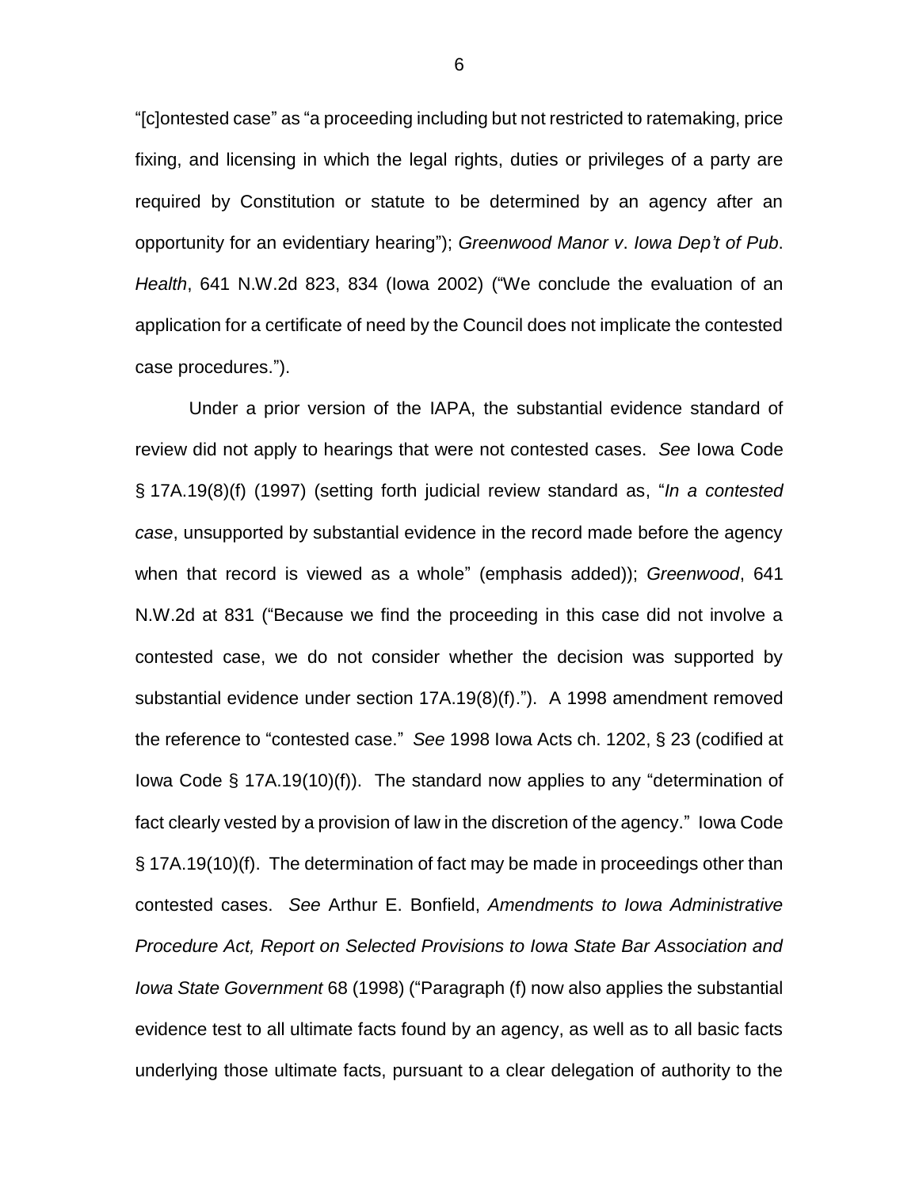"[c]ontested case" as "a proceeding including but not restricted to ratemaking, price fixing, and licensing in which the legal rights, duties or privileges of a party are required by Constitution or statute to be determined by an agency after an opportunity for an evidentiary hearing"); *Greenwood Manor v. Iowa Dep't of Pub. Health*, 641 N.W.2d 823, 834 (Iowa 2002) ("We conclude the evaluation of an application for a certificate of need by the Council does not implicate the contested case procedures.").

Under a prior version of the IAPA, the substantial evidence standard of review did not apply to hearings that were not contested cases. *See* Iowa Code § 17A.19(8)(f) (1997) (setting forth judicial review standard as, "*In a contested case*, unsupported by substantial evidence in the record made before the agency when that record is viewed as a whole" (emphasis added)); *Greenwood*, 641 N.W.2d at 831 ("Because we find the proceeding in this case did not involve a contested case, we do not consider whether the decision was supported by substantial evidence under section 17A.19(8)(f)."). A 1998 amendment removed the reference to "contested case." *See* 1998 Iowa Acts ch. 1202, § 23 (codified at Iowa Code § 17A.19(10)(f)). The standard now applies to any "determination of fact clearly vested by a provision of law in the discretion of the agency." Iowa Code § 17A.19(10)(f). The determination of fact may be made in proceedings other than contested cases. *See* Arthur E. Bonfield, *Amendments to Iowa Administrative Procedure Act, Report on Selected Provisions to Iowa State Bar Association and Iowa State Government* 68 (1998) ("Paragraph (f) now also applies the substantial evidence test to all ultimate facts found by an agency, as well as to all basic facts underlying those ultimate facts, pursuant to a clear delegation of authority to the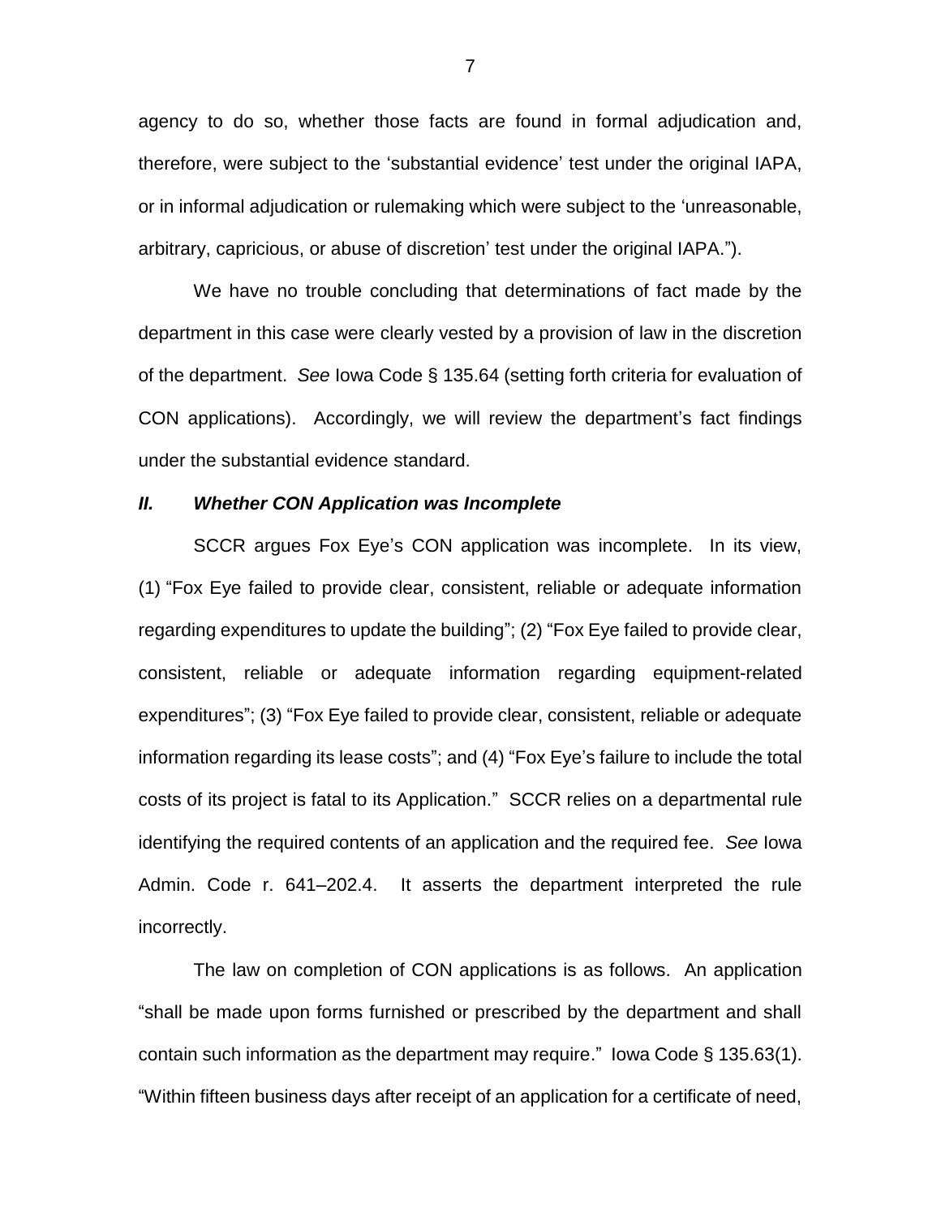agency to do so, whether those facts are found in formal adjudication and, therefore, were subject to the 'substantial evidence' test under the original IAPA, or in informal adjudication or rulemaking which were subject to the 'unreasonable, arbitrary, capricious, or abuse of discretion' test under the original IAPA.").

We have no trouble concluding that determinations of fact made by the department in this case were clearly vested by a provision of law in the discretion of the department. *See* Iowa Code § 135.64 (setting forth criteria for evaluation of CON applications). Accordingly, we will review the department's fact findings under the substantial evidence standard.

### *II. Whether CON Application was Incomplete*

SCCR argues Fox Eye's CON application was incomplete. In its view, (1) "Fox Eye failed to provide clear, consistent, reliable or adequate information regarding expenditures to update the building"; (2) "Fox Eye failed to provide clear, consistent, reliable or adequate information regarding equipment-related expenditures"; (3) "Fox Eye failed to provide clear, consistent, reliable or adequate information regarding its lease costs"; and (4) "Fox Eye's failure to include the total costs of its project is fatal to its Application." SCCR relies on a departmental rule identifying the required contents of an application and the required fee. *See* Iowa Admin. Code r. 641–202.4. It asserts the department interpreted the rule incorrectly.

The law on completion of CON applications is as follows. An application "shall be made upon forms furnished or prescribed by the department and shall contain such information as the department may require." Iowa Code § 135.63(1). "Within fifteen business days after receipt of an application for a certificate of need,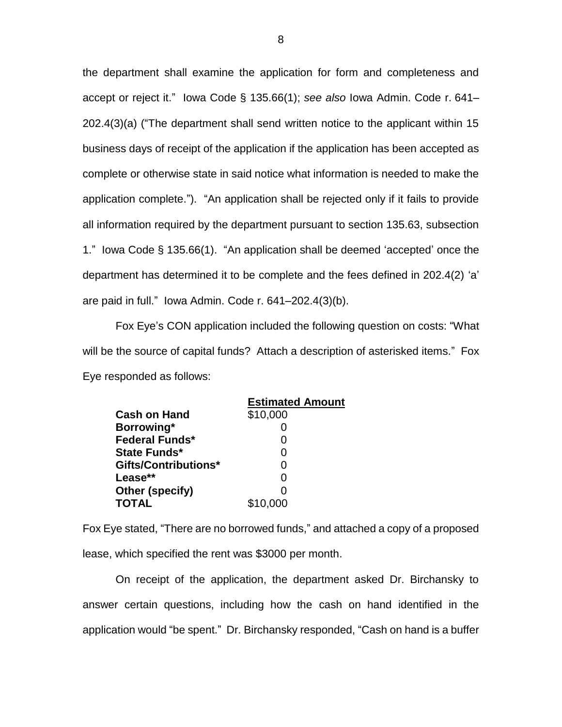the department shall examine the application for form and completeness and accept or reject it." Iowa Code § 135.66(1); *see also* Iowa Admin. Code r. 641–202.4(3)(a) ("The department shall send written notice to the applicant within 15 business days of receipt of the application if the application has been accepted as complete or otherwise state in said notice what information is needed to make the application complete."). "An application shall be rejected only if it fails to provide all information required by the department pursuant to section 135.63, subsection 1." Iowa Code § 135.66(1). "An application shall be deemed 'accepted' once the department has determined it to be complete and the fees defined in 202.4(2) 'a' are paid in full." Iowa Admin. Code r. 641–202.4(3)(b).

Fox Eye's CON application included the following question on costs: "What will be the source of capital funds? Attach a description of asterisked items." Fox Eye responded as follows:

| | Estimated Amount |
|---|---|
| **Cash on Hand** | $10,000 |
| **Borrowing*** | 0 |
| **Federal Funds*** | 0 |
| **State Funds*** | 0 |
| **Gifts/Contributions*** | 0 |
| **Lease**** | 0 |
| **Other (specify)** | 0 |
| **TOTAL** | $10,000 |

Fox Eye stated, "There are no borrowed funds," and attached a copy of a proposed lease, which specified the rent was $3000 per month.

On receipt of the application, the department asked Dr. Birchansky to answer certain questions, including how the cash on hand identified in the application would "be spent." Dr. Birchansky responded, "Cash on hand is a buffer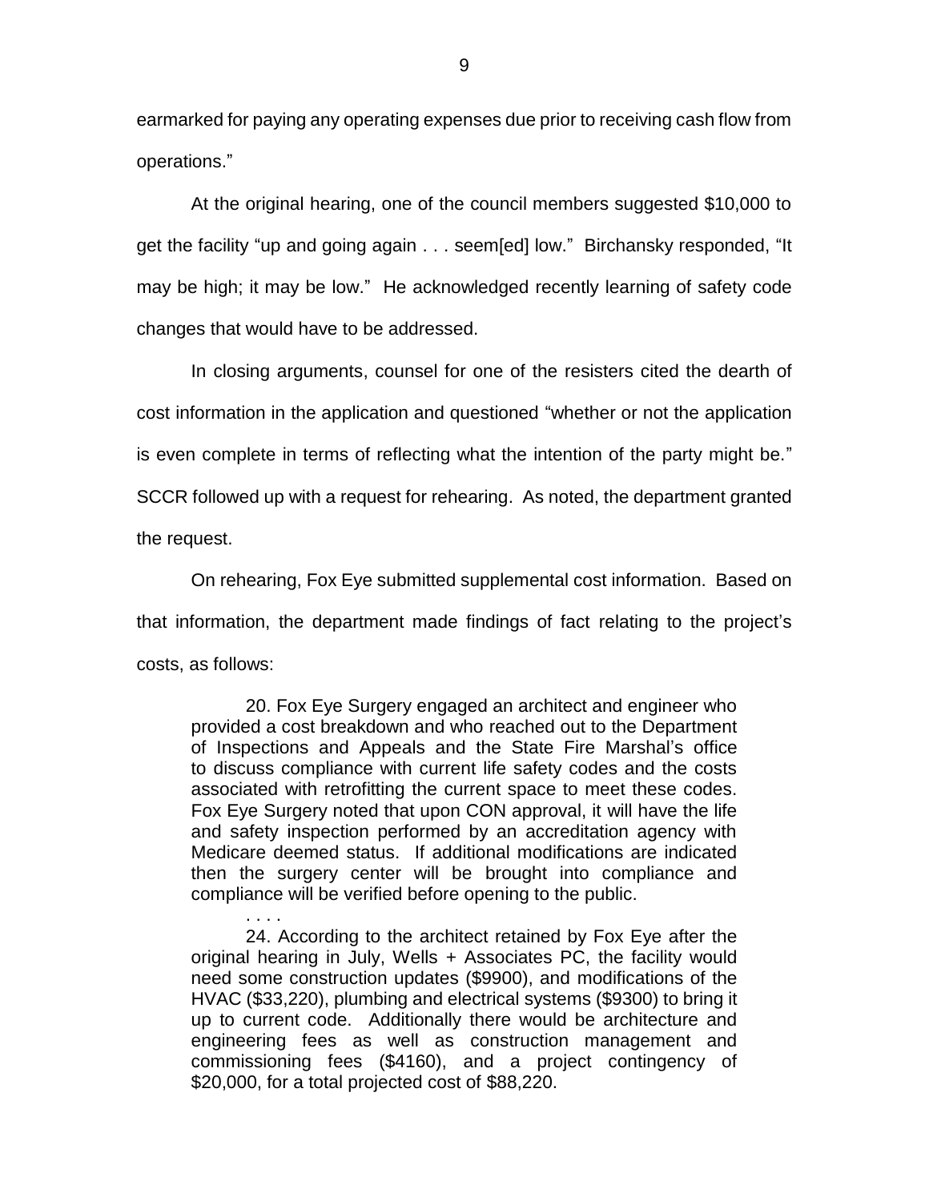earmarked for paying any operating expenses due prior to receiving cash flow from operations."

At the original hearing, one of the council members suggested $10,000 to get the facility "up and going again . . . seem[ed] low." Birchansky responded, "It may be high; it may be low." He acknowledged recently learning of safety code changes that would have to be addressed.

In closing arguments, counsel for one of the resisters cited the dearth of cost information in the application and questioned "whether or not the application is even complete in terms of reflecting what the intention of the party might be." SCCR followed up with a request for rehearing. As noted, the department granted the request.

On rehearing, Fox Eye submitted supplemental cost information. Based on that information, the department made findings of fact relating to the project's costs, as follows:

> 20. Fox Eye Surgery engaged an architect and engineer who provided a cost breakdown and who reached out to the Department of Inspections and Appeals and the State Fire Marshal's office to discuss compliance with current life safety codes and the costs associated with retrofitting the current space to meet these codes. Fox Eye Surgery noted that upon CON approval, it will have the life and safety inspection performed by an accreditation agency with Medicare deemed status. If additional modifications are indicated then the surgery center will be brought into compliance and compliance will be verified before opening to the public.
>
> . . . .
>
> 24. According to the architect retained by Fox Eye after the original hearing in July, Wells + Associates PC, the facility would need some construction updates ($9900), and modifications of the HVAC ($33,220), plumbing and electrical systems ($9300) to bring it up to current code. Additionally there would be architecture and engineering fees as well as construction management and commissioning fees ($4160), and a project contingency of $20,000, for a total projected cost of $88,220.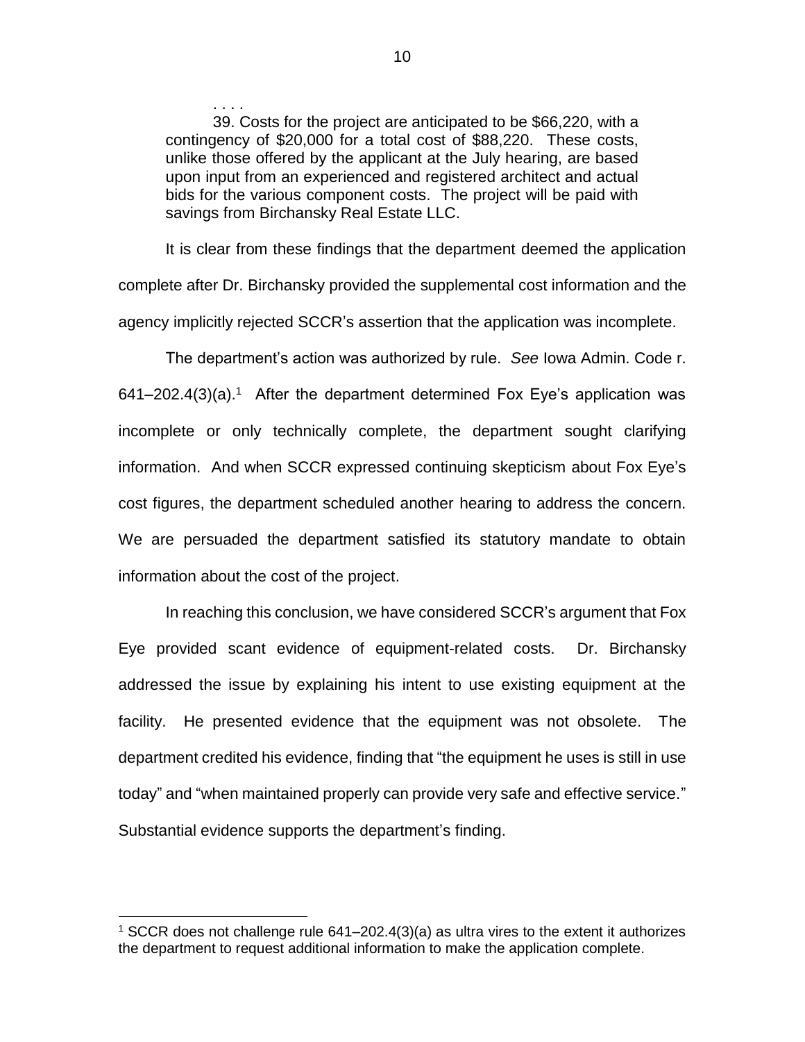> . . . .
>
> 39. Costs for the project are anticipated to be $66,220, with a contingency of $20,000 for a total cost of $88,220. These costs, unlike those offered by the applicant at the July hearing, are based upon input from an experienced and registered architect and actual bids for the various component costs. The project will be paid with savings from Birchansky Real Estate LLC.

It is clear from these findings that the department deemed the application complete after Dr. Birchansky provided the supplemental cost information and the agency implicitly rejected SCCR's assertion that the application was incomplete.

The department's action was authorized by rule. *See* Iowa Admin. Code r. 641–202.4(3)(a).[1] After the department determined Fox Eye's application was incomplete or only technically complete, the department sought clarifying information. And when SCCR expressed continuing skepticism about Fox Eye's cost figures, the department scheduled another hearing to address the concern. We are persuaded the department satisfied its statutory mandate to obtain information about the cost of the project.

In reaching this conclusion, we have considered SCCR's argument that Fox Eye provided scant evidence of equipment-related costs. Dr. Birchansky addressed the issue by explaining his intent to use existing equipment at the facility. He presented evidence that the equipment was not obsolete. The department credited his evidence, finding that "the equipment he uses is still in use today" and "when maintained properly can provide very safe and effective service." Substantial evidence supports the department's finding.

[1] SCCR does not challenge rule 641–202.4(3)(a) as ultra vires to the extent it authorizes the department to request additional information to make the application complete.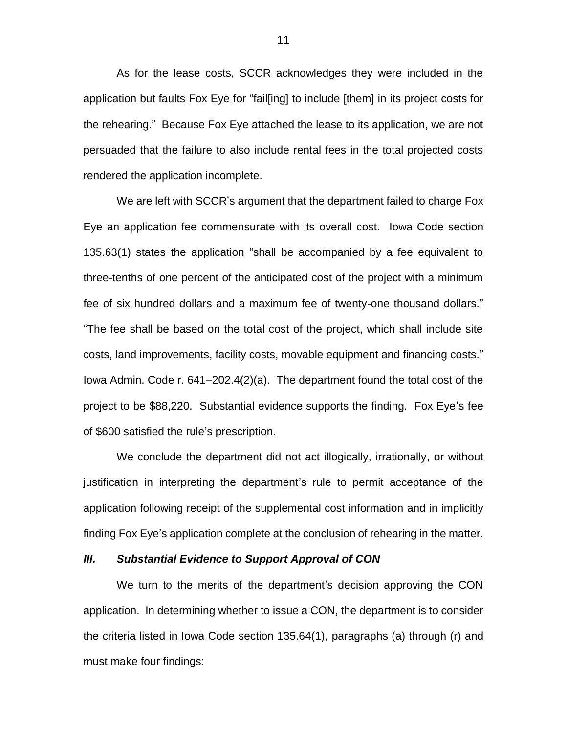As for the lease costs, SCCR acknowledges they were included in the application but faults Fox Eye for "fail[ing] to include [them] in its project costs for the rehearing." Because Fox Eye attached the lease to its application, we are not persuaded that the failure to also include rental fees in the total projected costs rendered the application incomplete.

We are left with SCCR's argument that the department failed to charge Fox Eye an application fee commensurate with its overall cost. Iowa Code section 135.63(1) states the application "shall be accompanied by a fee equivalent to three-tenths of one percent of the anticipated cost of the project with a minimum fee of six hundred dollars and a maximum fee of twenty-one thousand dollars." "The fee shall be based on the total cost of the project, which shall include site costs, land improvements, facility costs, movable equipment and financing costs." Iowa Admin. Code r. 641–202.4(2)(a). The department found the total cost of the project to be $88,220. Substantial evidence supports the finding. Fox Eye's fee of $600 satisfied the rule's prescription.

We conclude the department did not act illogically, irrationally, or without justification in interpreting the department's rule to permit acceptance of the application following receipt of the supplemental cost information and in implicitly finding Fox Eye's application complete at the conclusion of rehearing in the matter.

### *III. Substantial Evidence to Support Approval of CON*

We turn to the merits of the department's decision approving the CON application. In determining whether to issue a CON, the department is to consider the criteria listed in Iowa Code section 135.64(1), paragraphs (a) through (r) and must make four findings: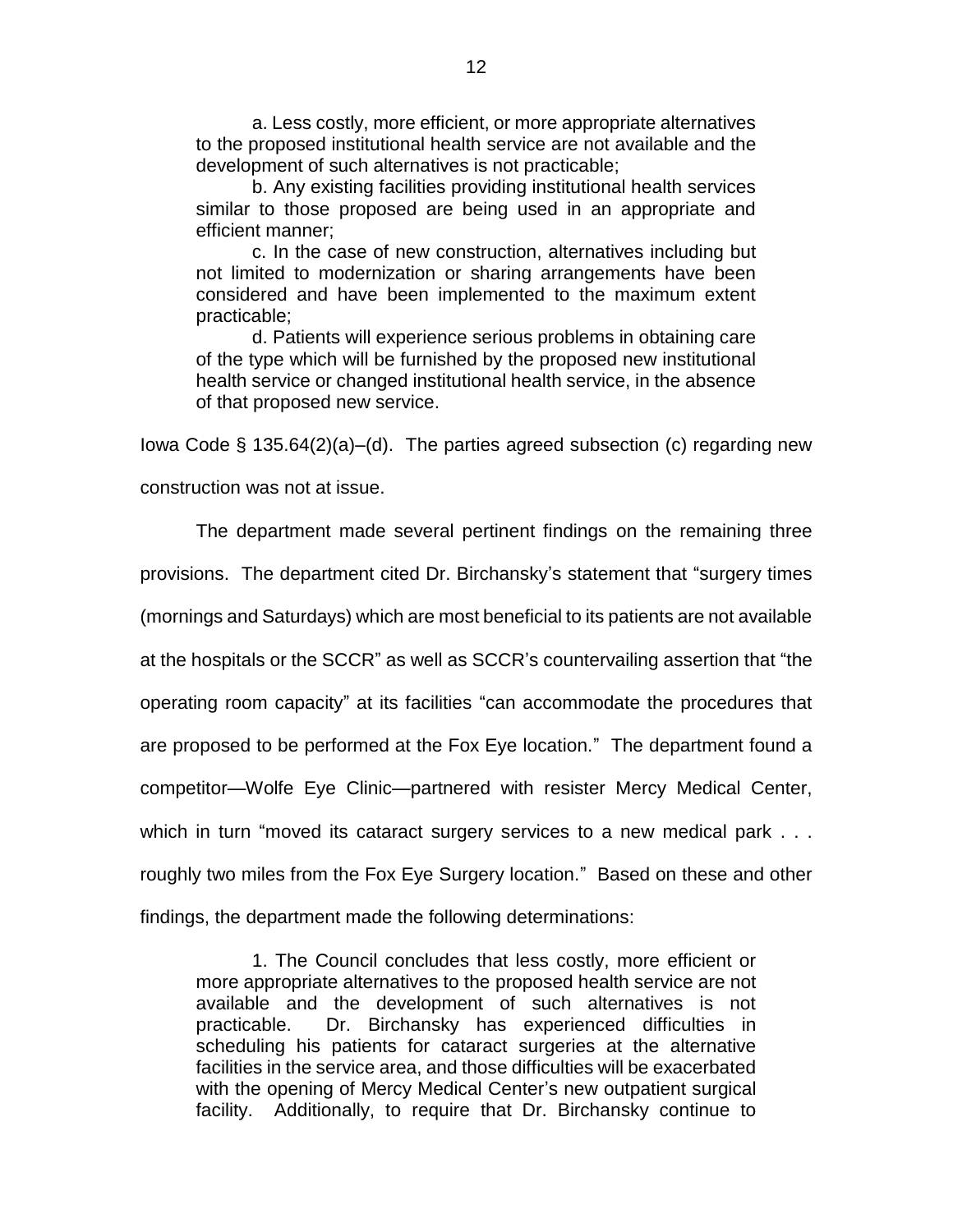> a. Less costly, more efficient, or more appropriate alternatives to the proposed institutional health service are not available and the development of such alternatives is not practicable;
>
> b. Any existing facilities providing institutional health services similar to those proposed are being used in an appropriate and efficient manner;
>
> c. In the case of new construction, alternatives including but not limited to modernization or sharing arrangements have been considered and have been implemented to the maximum extent practicable;
>
> d. Patients will experience serious problems in obtaining care of the type which will be furnished by the proposed new institutional health service or changed institutional health service, in the absence of that proposed new service.

Iowa Code § 135.64(2)(a)–(d). The parties agreed subsection (c) regarding new construction was not at issue.

The department made several pertinent findings on the remaining three provisions. The department cited Dr. Birchansky's statement that "surgery times (mornings and Saturdays) which are most beneficial to its patients are not available at the hospitals or the SCCR" as well as SCCR's countervailing assertion that "the operating room capacity" at its facilities "can accommodate the procedures that are proposed to be performed at the Fox Eye location." The department found a competitor—Wolfe Eye Clinic—partnered with resister Mercy Medical Center, which in turn "moved its cataract surgery services to a new medical park . . . roughly two miles from the Fox Eye Surgery location." Based on these and other findings, the department made the following determinations:

> 1. The Council concludes that less costly, more efficient or more appropriate alternatives to the proposed health service are not available and the development of such alternatives is not practicable. Dr. Birchansky has experienced difficulties in scheduling his patients for cataract surgeries at the alternative facilities in the service area, and those difficulties will be exacerbated with the opening of Mercy Medical Center's new outpatient surgical facility. Additionally, to require that Dr. Birchansky continue to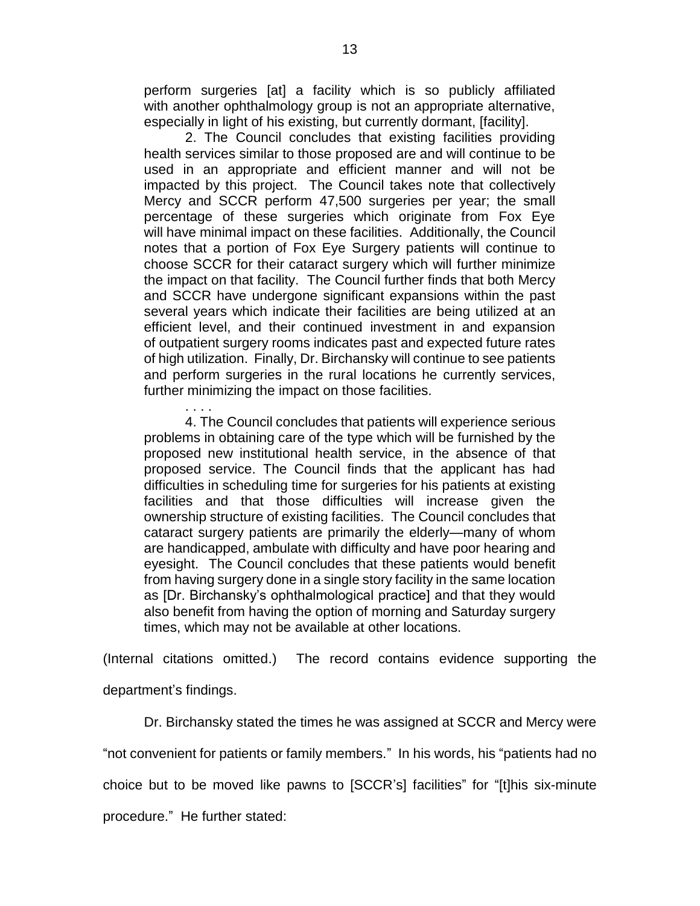> perform surgeries [at] a facility which is so publicly affiliated with another ophthalmology group is not an appropriate alternative, especially in light of his existing, but currently dormant, [facility].
>
> 2. The Council concludes that existing facilities providing health services similar to those proposed are and will continue to be used in an appropriate and efficient manner and will not be impacted by this project. The Council takes note that collectively Mercy and SCCR perform 47,500 surgeries per year; the small percentage of these surgeries which originate from Fox Eye will have minimal impact on these facilities. Additionally, the Council notes that a portion of Fox Eye Surgery patients will continue to choose SCCR for their cataract surgery which will further minimize the impact on that facility. The Council further finds that both Mercy and SCCR have undergone significant expansions within the past several years which indicate their facilities are being utilized at an efficient level, and their continued investment in and expansion of outpatient surgery rooms indicates past and expected future rates of high utilization. Finally, Dr. Birchansky will continue to see patients and perform surgeries in the rural locations he currently services, further minimizing the impact on those facilities.
>
> . . . .
>
> 4. The Council concludes that patients will experience serious problems in obtaining care of the type which will be furnished by the proposed new institutional health service, in the absence of that proposed service. The Council finds that the applicant has had difficulties in scheduling time for surgeries for his patients at existing facilities and that those difficulties will increase given the ownership structure of existing facilities. The Council concludes that cataract surgery patients are primarily the elderly—many of whom are handicapped, ambulate with difficulty and have poor hearing and eyesight. The Council concludes that these patients would benefit from having surgery done in a single story facility in the same location as [Dr. Birchansky's ophthalmological practice] and that they would also benefit from having the option of morning and Saturday surgery times, which may not be available at other locations.

(Internal citations omitted.) The record contains evidence supporting the department's findings.

Dr. Birchansky stated the times he was assigned at SCCR and Mercy were "not convenient for patients or family members." In his words, his "patients had no choice but to be moved like pawns to [SCCR's] facilities" for "[t]his six-minute procedure." He further stated: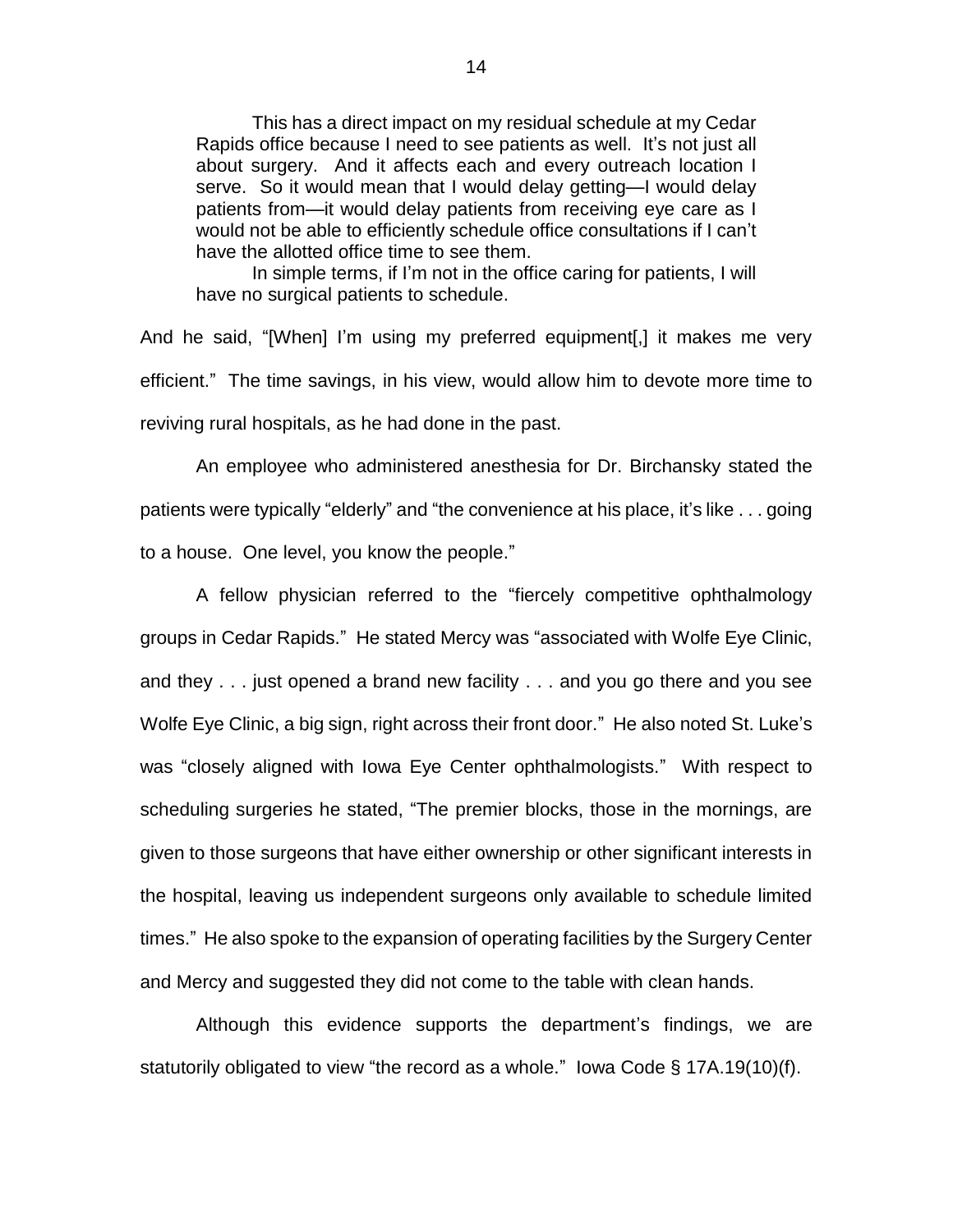> This has a direct impact on my residual schedule at my Cedar Rapids office because I need to see patients as well. It's not just all about surgery. And it affects each and every outreach location I serve. So it would mean that I would delay getting—I would delay patients from—it would delay patients from receiving eye care as I would not be able to efficiently schedule office consultations if I can't have the allotted office time to see them.
>
> In simple terms, if I'm not in the office caring for patients, I will have no surgical patients to schedule.

And he said, "[When] I'm using my preferred equipment[,] it makes me very efficient." The time savings, in his view, would allow him to devote more time to reviving rural hospitals, as he had done in the past.

An employee who administered anesthesia for Dr. Birchansky stated the patients were typically "elderly" and "the convenience at his place, it's like . . . going to a house. One level, you know the people."

A fellow physician referred to the "fiercely competitive ophthalmology groups in Cedar Rapids." He stated Mercy was "associated with Wolfe Eye Clinic, and they . . . just opened a brand new facility . . . and you go there and you see Wolfe Eye Clinic, a big sign, right across their front door." He also noted St. Luke's was "closely aligned with Iowa Eye Center ophthalmologists." With respect to scheduling surgeries he stated, "The premier blocks, those in the mornings, are given to those surgeons that have either ownership or other significant interests in the hospital, leaving us independent surgeons only available to schedule limited times." He also spoke to the expansion of operating facilities by the Surgery Center and Mercy and suggested they did not come to the table with clean hands.

Although this evidence supports the department's findings, we are statutorily obligated to view "the record as a whole." Iowa Code § 17A.19(10)(f).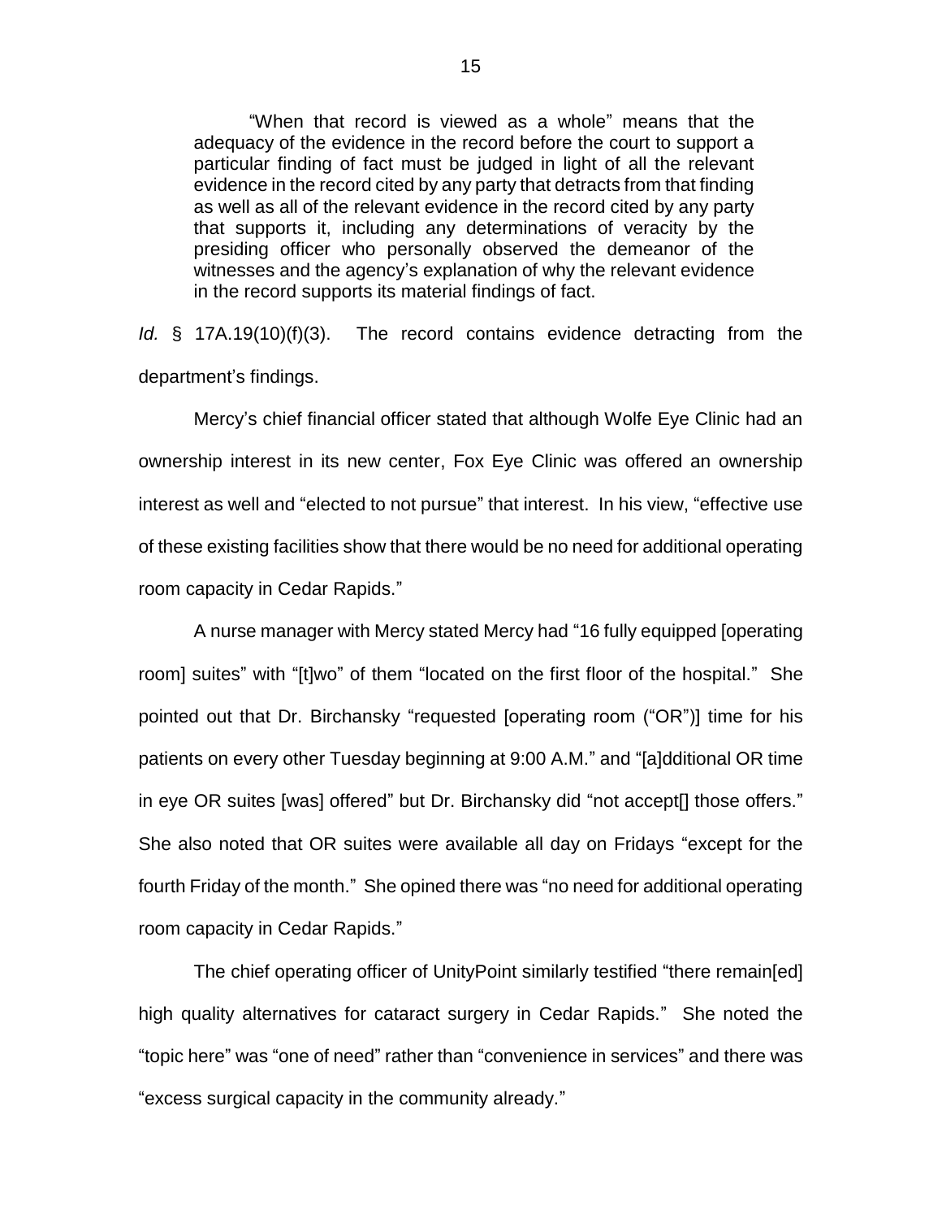> "When that record is viewed as a whole" means that the adequacy of the evidence in the record before the court to support a particular finding of fact must be judged in light of all the relevant evidence in the record cited by any party that detracts from that finding as well as all of the relevant evidence in the record cited by any party that supports it, including any determinations of veracity by the presiding officer who personally observed the demeanor of the witnesses and the agency's explanation of why the relevant evidence in the record supports its material findings of fact.

*Id.* § 17A.19(10)(f)(3). The record contains evidence detracting from the department's findings.

Mercy's chief financial officer stated that although Wolfe Eye Clinic had an ownership interest in its new center, Fox Eye Clinic was offered an ownership interest as well and "elected to not pursue" that interest. In his view, "effective use of these existing facilities show that there would be no need for additional operating room capacity in Cedar Rapids."

A nurse manager with Mercy stated Mercy had "16 fully equipped [operating room] suites" with "[t]wo" of them "located on the first floor of the hospital." She pointed out that Dr. Birchansky "requested [operating room ("OR")] time for his patients on every other Tuesday beginning at 9:00 A.M." and "[a]dditional OR time in eye OR suites [was] offered" but Dr. Birchansky did "not accept[] those offers." She also noted that OR suites were available all day on Fridays "except for the fourth Friday of the month." She opined there was "no need for additional operating room capacity in Cedar Rapids."

The chief operating officer of UnityPoint similarly testified "there remain[ed] high quality alternatives for cataract surgery in Cedar Rapids." She noted the "topic here" was "one of need" rather than "convenience in services" and there was "excess surgical capacity in the community already."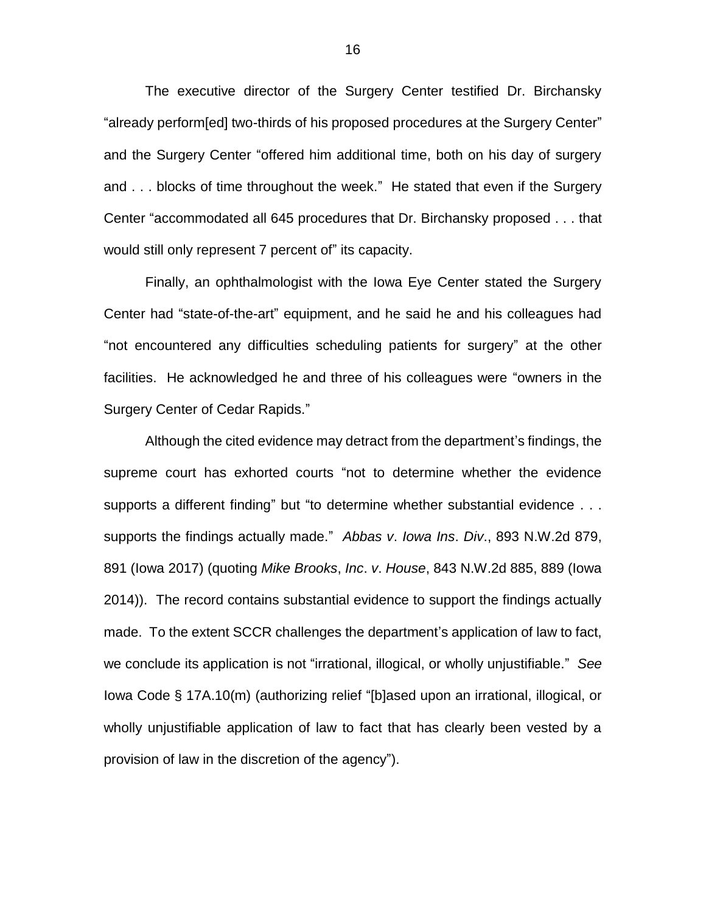The executive director of the Surgery Center testified Dr. Birchansky "already perform[ed] two-thirds of his proposed procedures at the Surgery Center" and the Surgery Center "offered him additional time, both on his day of surgery and . . . blocks of time throughout the week." He stated that even if the Surgery Center "accommodated all 645 procedures that Dr. Birchansky proposed . . . that would still only represent 7 percent of" its capacity.

Finally, an ophthalmologist with the Iowa Eye Center stated the Surgery Center had "state-of-the-art" equipment, and he said he and his colleagues had "not encountered any difficulties scheduling patients for surgery" at the other facilities. He acknowledged he and three of his colleagues were "owners in the Surgery Center of Cedar Rapids."

Although the cited evidence may detract from the department's findings, the supreme court has exhorted courts "not to determine whether the evidence supports a different finding" but "to determine whether substantial evidence . . . supports the findings actually made." *Abbas v. Iowa Ins. Div.*, 893 N.W.2d 879, 891 (Iowa 2017) (quoting *Mike Brooks, Inc. v. House*, 843 N.W.2d 885, 889 (Iowa 2014)). The record contains substantial evidence to support the findings actually made. To the extent SCCR challenges the department's application of law to fact, we conclude its application is not "irrational, illogical, or wholly unjustifiable." *See* Iowa Code § 17A.10(m) (authorizing relief "[b]ased upon an irrational, illogical, or wholly unjustifiable application of law to fact that has clearly been vested by a provision of law in the discretion of the agency").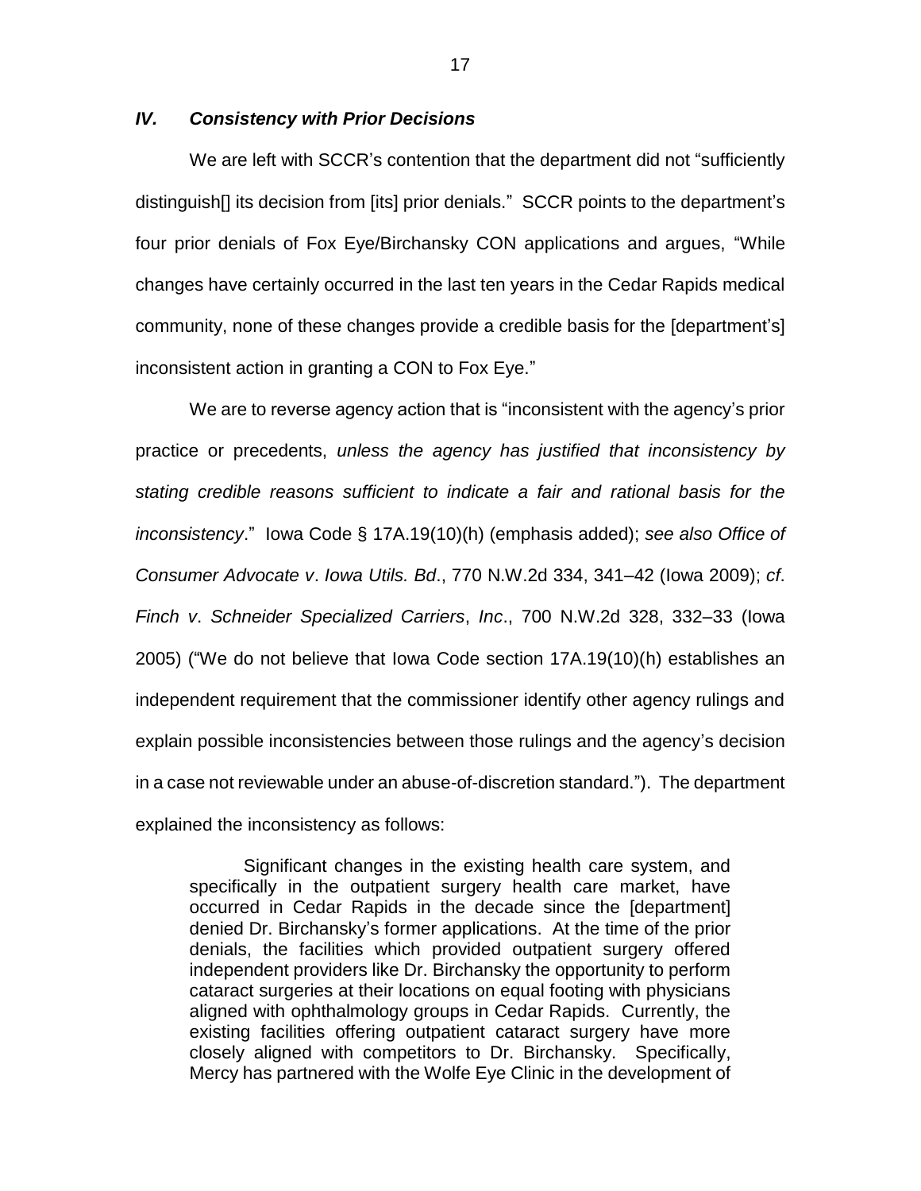### *IV. Consistency with Prior Decisions*

We are left with SCCR's contention that the department did not "sufficiently distinguish[] its decision from [its] prior denials." SCCR points to the department's four prior denials of Fox Eye/Birchansky CON applications and argues, "While changes have certainly occurred in the last ten years in the Cedar Rapids medical community, none of these changes provide a credible basis for the [department's] inconsistent action in granting a CON to Fox Eye."

We are to reverse agency action that is "inconsistent with the agency's prior practice or precedents, *unless the agency has justified that inconsistency by stating credible reasons sufficient to indicate a fair and rational basis for the inconsistency*." Iowa Code § 17A.19(10)(h) (emphasis added); *see also Office of Consumer Advocate v. Iowa Utils. Bd.*, 770 N.W.2d 334, 341–42 (Iowa 2009); *cf. Finch v. Schneider Specialized Carriers, Inc.*, 700 N.W.2d 328, 332–33 (Iowa 2005) ("We do not believe that Iowa Code section 17A.19(10)(h) establishes an independent requirement that the commissioner identify other agency rulings and explain possible inconsistencies between those rulings and the agency's decision in a case not reviewable under an abuse-of-discretion standard."). The department explained the inconsistency as follows:

> Significant changes in the existing health care system, and specifically in the outpatient surgery health care market, have occurred in Cedar Rapids in the decade since the [department] denied Dr. Birchansky's former applications. At the time of the prior denials, the facilities which provided outpatient surgery offered independent providers like Dr. Birchansky the opportunity to perform cataract surgeries at their locations on equal footing with physicians aligned with ophthalmology groups in Cedar Rapids. Currently, the existing facilities offering outpatient cataract surgery have more closely aligned with competitors to Dr. Birchansky. Specifically, Mercy has partnered with the Wolfe Eye Clinic in the development of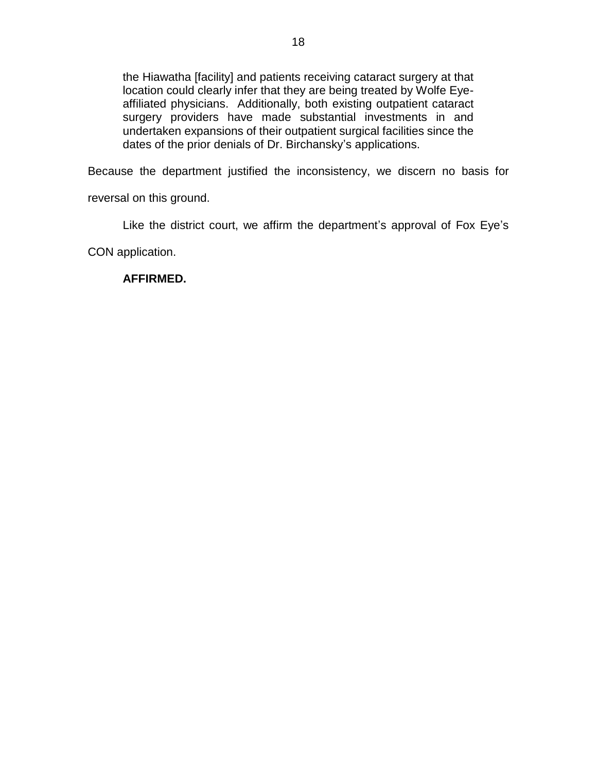> the Hiawatha [facility] and patients receiving cataract surgery at that location could clearly infer that they are being treated by Wolfe Eye-affiliated physicians. Additionally, both existing outpatient cataract surgery providers have made substantial investments in and undertaken expansions of their outpatient surgical facilities since the dates of the prior denials of Dr. Birchansky's applications.

Because the department justified the inconsistency, we discern no basis for reversal on this ground.

Like the district court, we affirm the department's approval of Fox Eye's CON application.

**AFFIRMED.**